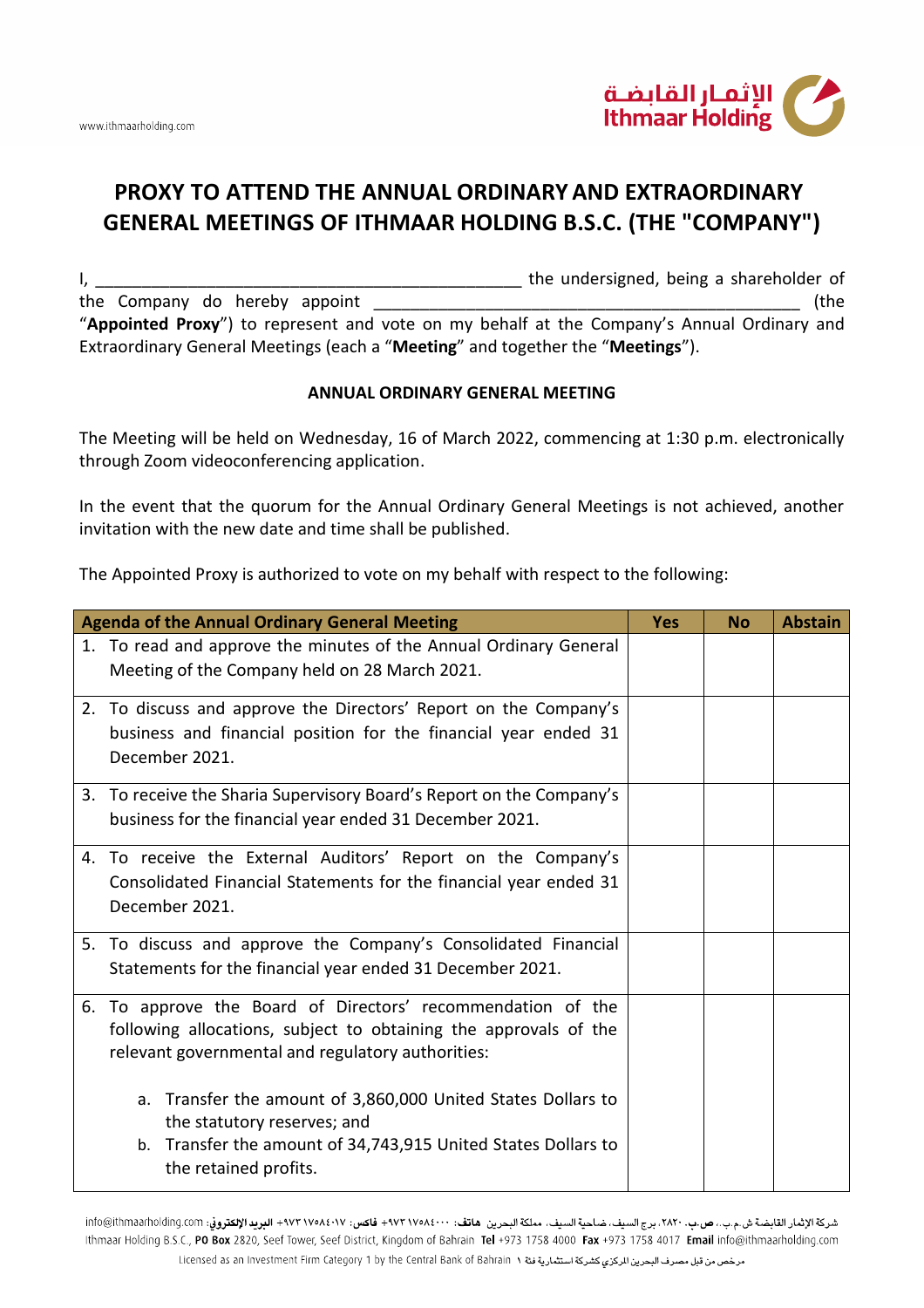# PROXY TO ATTEND THE ANNUAL ORDINARY AND EXTRAORDINARY GENERAL MEETINGS OF ITHMAAR HOLDING B.S.C. (THE "COMPANY")

I, _______________________________________________ the undersigned, being a shareholder of the Company do hereby appoint _______________________________________________ (the "**Appointed Proxy**") to represent and vote on my behalf at the Company's Annual Ordinary and Extraordinary General Meetings (each a "**Meeting**" and together the "**Meetings**").

## ANNUAL ORDINARY GENERAL MEETING

The Meeting will be held on Wednesday, 16 of March 2022, commencing at 1:30 p.m. electronically through Zoom videoconferencing application.

In the event that the quorum for the Annual Ordinary General Meetings is not achieved, another invitation with the new date and time shall be published.

The Appointed Proxy is authorized to vote on my behalf with respect to the following:

| Agenda of the Annual Ordinary General Meeting | Yes | No | Abstain |
|---|---|---|---|
| 1. To read and approve the minutes of the Annual Ordinary General Meeting of the Company held on 28 March 2021. | | | |
| 2. To discuss and approve the Directors' Report on the Company's business and financial position for the financial year ended 31 December 2021. | | | |
| 3. To receive the Sharia Supervisory Board's Report on the Company's business for the financial year ended 31 December 2021. | | | |
| 4. To receive the External Auditors' Report on the Company's Consolidated Financial Statements for the financial year ended 31 December 2021. | | | |
| 5. To discuss and approve the Company's Consolidated Financial Statements for the financial year ended 31 December 2021. | | | |
| 6. To approve the Board of Directors' recommendation of the following allocations, subject to obtaining the approvals of the relevant governmental and regulatory authorities: <br><br> a. Transfer the amount of 3,860,000 United States Dollars to the statutory reserves; and <br> b. Transfer the amount of 34,743,915 United States Dollars to the retained profits. | | | |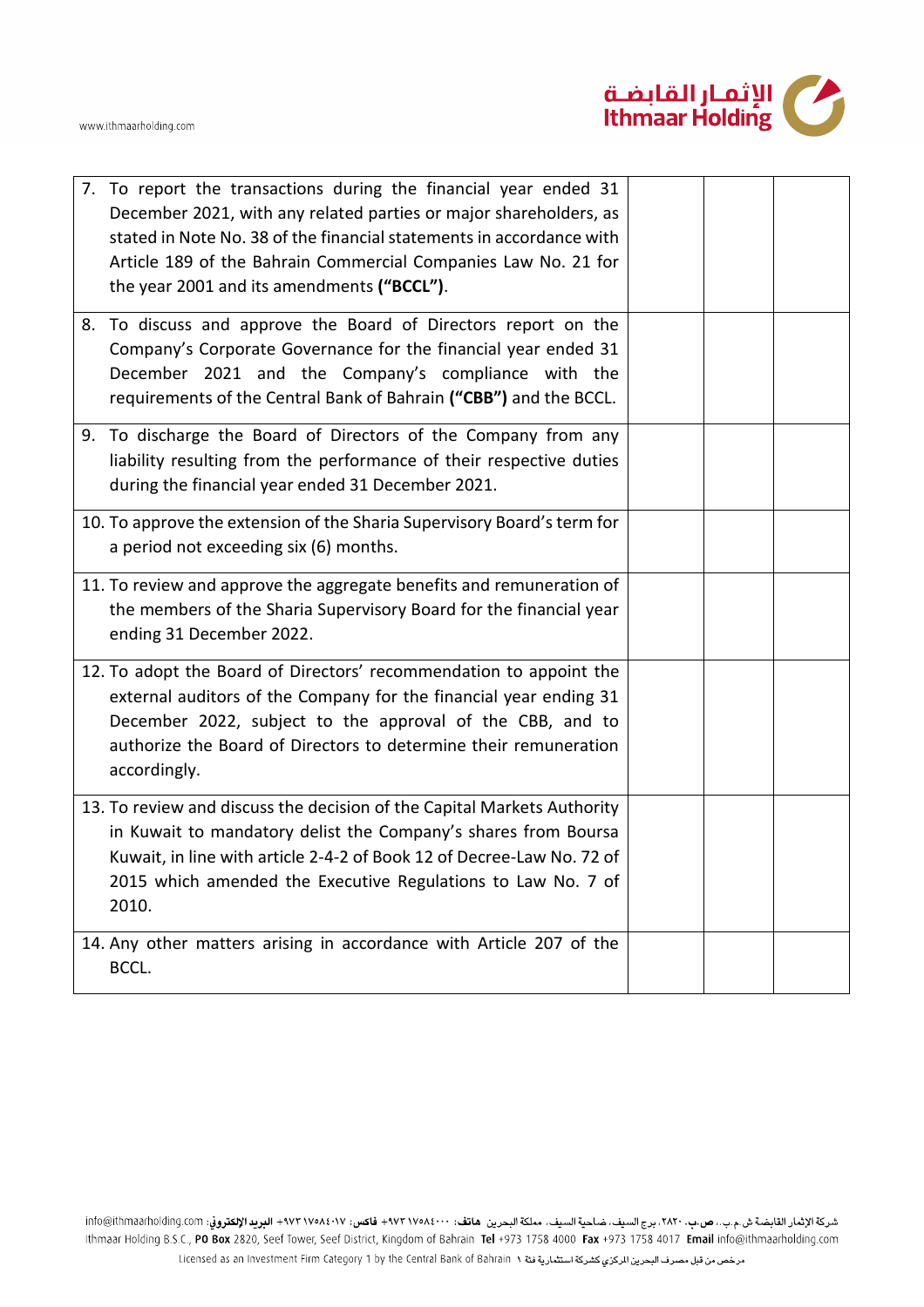| | | | |
|---|---|---|---|
| 7. To report the transactions during the financial year ended 31 December 2021, with any related parties or major shareholders, as stated in Note No. 38 of the financial statements in accordance with Article 189 of the Bahrain Commercial Companies Law No. 21 for the year 2001 and its amendments **("BCCL")**. | | | |
| 8. To discuss and approve the Board of Directors report on the Company's Corporate Governance for the financial year ended 31 December 2021 and the Company's compliance with the requirements of the Central Bank of Bahrain **("CBB")** and the BCCL. | | | |
| 9. To discharge the Board of Directors of the Company from any liability resulting from the performance of their respective duties during the financial year ended 31 December 2021. | | | |
| 10. To approve the extension of the Sharia Supervisory Board's term for a period not exceeding six (6) months. | | | |
| 11. To review and approve the aggregate benefits and remuneration of the members of the Sharia Supervisory Board for the financial year ending 31 December 2022. | | | |
| 12. To adopt the Board of Directors' recommendation to appoint the external auditors of the Company for the financial year ending 31 December 2022, subject to the approval of the CBB, and to authorize the Board of Directors to determine their remuneration accordingly. | | | |
| 13. To review and discuss the decision of the Capital Markets Authority in Kuwait to mandatory delist the Company's shares from Boursa Kuwait, in line with article 2-4-2 of Book 12 of Decree-Law No. 72 of 2015 which amended the Executive Regulations to Law No. 7 of 2010. | | | |
| 14. Any other matters arising in accordance with Article 207 of the BCCL. | | | |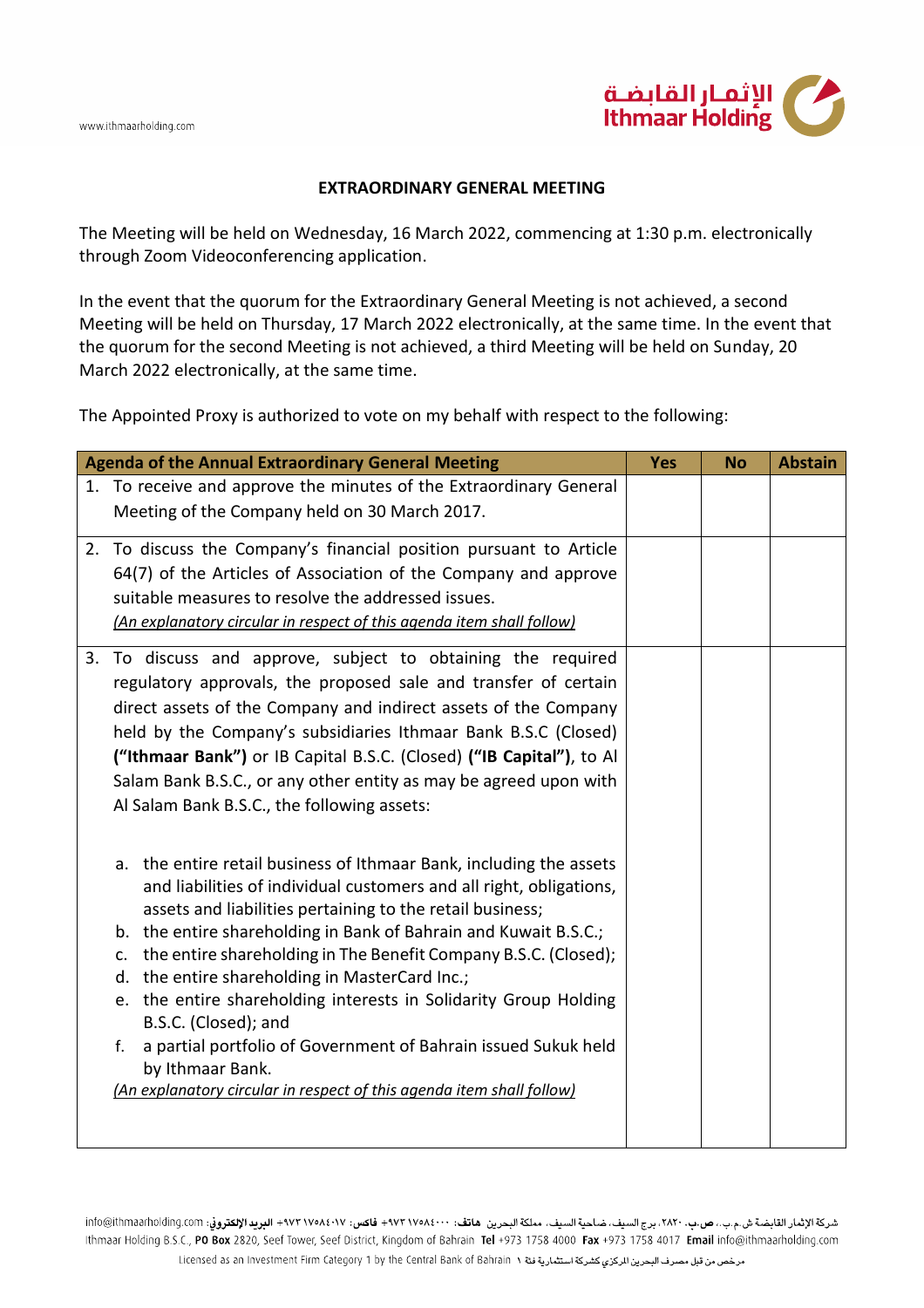## EXTRAORDINARY GENERAL MEETING

The Meeting will be held on Wednesday, 16 March 2022, commencing at 1:30 p.m. electronically through Zoom Videoconferencing application.

In the event that the quorum for the Extraordinary General Meeting is not achieved, a second Meeting will be held on Thursday, 17 March 2022 electronically, at the same time. In the event that the quorum for the second Meeting is not achieved, a third Meeting will be held on Sunday, 20 March 2022 electronically, at the same time.

The Appointed Proxy is authorized to vote on my behalf with respect to the following:

| Agenda of the Annual Extraordinary General Meeting | Yes | No | Abstain |
|---|---|---|---|
| 1. To receive and approve the minutes of the Extraordinary General Meeting of the Company held on 30 March 2017. | | | |
| 2. To discuss the Company's financial position pursuant to Article 64(7) of the Articles of Association of the Company and approve suitable measures to resolve the addressed issues. <br> *(An explanatory circular in respect of this agenda item shall follow)* | | | |
| 3. To discuss and approve, subject to obtaining the required regulatory approvals, the proposed sale and transfer of certain direct assets of the Company and indirect assets of the Company held by the Company's subsidiaries Ithmaar Bank B.S.C (Closed) **("Ithmaar Bank")** or IB Capital B.S.C. (Closed) **("IB Capital")**, to Al Salam Bank B.S.C., or any other entity as may be agreed upon with Al Salam Bank B.S.C., the following assets: <br><br> a. the entire retail business of Ithmaar Bank, including the assets and liabilities of individual customers and all right, obligations, assets and liabilities pertaining to the retail business; <br> b. the entire shareholding in Bank of Bahrain and Kuwait B.S.C.; <br> c. the entire shareholding in The Benefit Company B.S.C. (Closed); <br> d. the entire shareholding in MasterCard Inc.; <br> e. the entire shareholding interests in Solidarity Group Holding B.S.C. (Closed); and <br> f. a partial portfolio of Government of Bahrain issued Sukuk held by Ithmaar Bank. <br> *(An explanatory circular in respect of this agenda item shall follow)* | | | |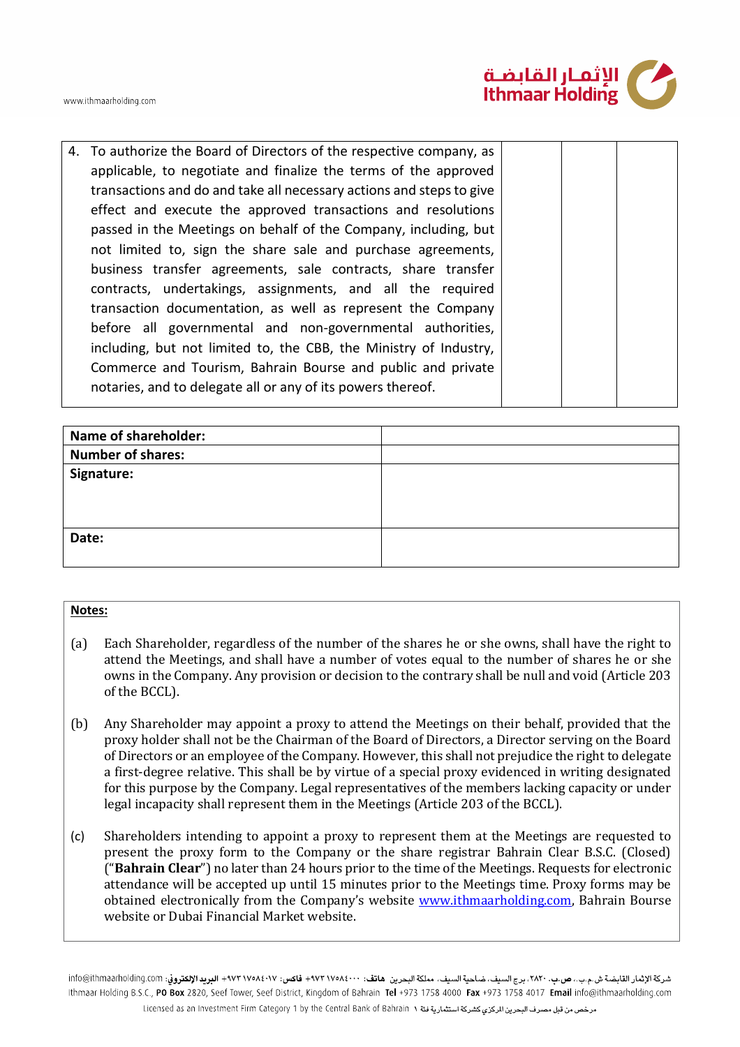| | | | |
|---|---|---|---|
| 4. To authorize the Board of Directors of the respective company, as applicable, to negotiate and finalize the terms of the approved transactions and do and take all necessary actions and steps to give effect and execute the approved transactions and resolutions passed in the Meetings on behalf of the Company, including, but not limited to, sign the share sale and purchase agreements, business transfer agreements, sale contracts, share transfer contracts, undertakings, assignments, and all the required transaction documentation, as well as represent the Company before all governmental and non-governmental authorities, including, but not limited to, the CBB, the Ministry of Industry, Commerce and Tourism, Bahrain Bourse and public and private notaries, and to delegate all or any of its powers thereof. | | | |

| | |
|---|---|
| **Name of shareholder:** | |
| **Number of shares:** | |
| **Signature:** | |
| **Date:** | |

**Notes:**

(a) Each Shareholder, regardless of the number of the shares he or she owns, shall have the right to attend the Meetings, and shall have a number of votes equal to the number of shares he or she owns in the Company. Any provision or decision to the contrary shall be null and void (Article 203 of the BCCL).

(b) Any Shareholder may appoint a proxy to attend the Meetings on their behalf, provided that the proxy holder shall not be the Chairman of the Board of Directors, a Director serving on the Board of Directors or an employee of the Company. However, this shall not prejudice the right to delegate a first-degree relative. This shall be by virtue of a special proxy evidenced in writing designated for this purpose by the Company. Legal representatives of the members lacking capacity or under legal incapacity shall represent them in the Meetings (Article 203 of the BCCL).

(c) Shareholders intending to appoint a proxy to represent them at the Meetings are requested to present the proxy form to the Company or the share registrar Bahrain Clear B.S.C. (Closed) ("**Bahrain Clear**") no later than 24 hours prior to the time of the Meetings. Requests for electronic attendance will be accepted up until 15 minutes prior to the Meetings time. Proxy forms may be obtained electronically from the Company's website www.ithmaarholding.com, Bahrain Bourse website or Dubai Financial Market website.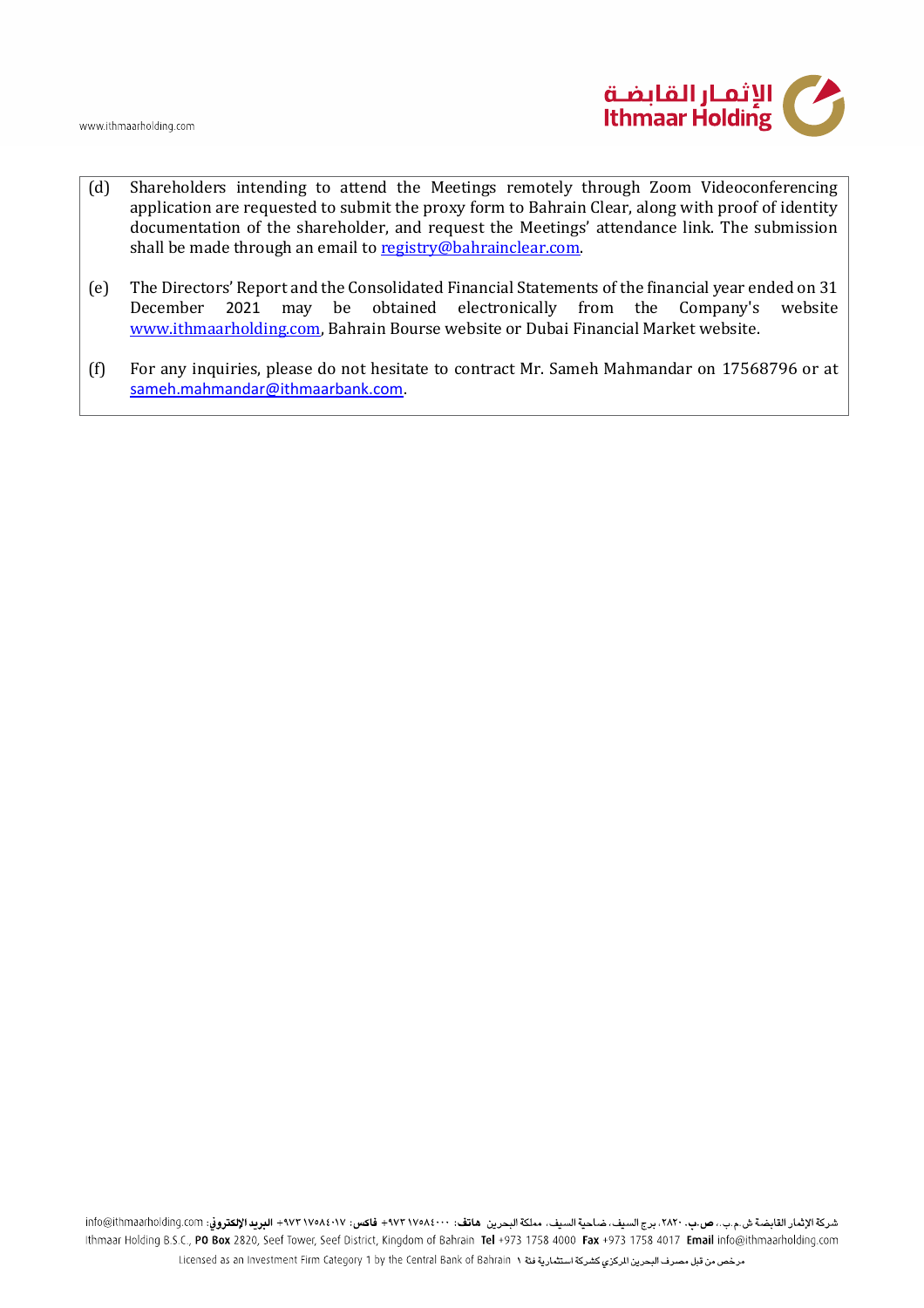(d) Shareholders intending to attend the Meetings remotely through Zoom Videoconferencing application are requested to submit the proxy form to Bahrain Clear, along with proof of identity documentation of the shareholder, and request the Meetings' attendance link. The submission shall be made through an email to registry@bahrainclear.com.

(e) The Directors' Report and the Consolidated Financial Statements of the financial year ended on 31 December 2021 may be obtained electronically from the Company's website www.ithmaarholding.com, Bahrain Bourse website or Dubai Financial Market website.

(f) For any inquiries, please do not hesitate to contract Mr. Sameh Mahmandar on 17568796 or at sameh.mahmandar@ithmaarbank.com.